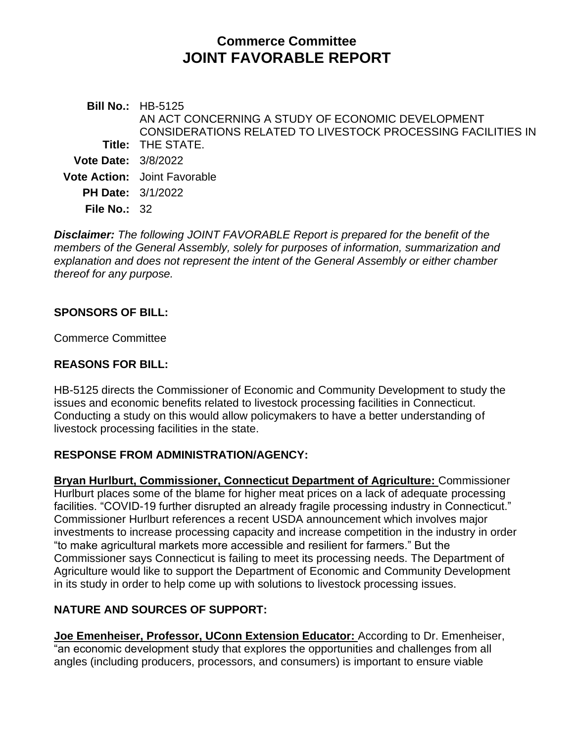# Commerce Committee
# JOINT FAVORABLE REPORT

**Bill No.:** HB-5125

**Title:** AN ACT CONCERNING A STUDY OF ECONOMIC DEVELOPMENT CONSIDERATIONS RELATED TO LIVESTOCK PROCESSING FACILITIES IN THE STATE.

**Vote Date:** 3/8/2022

**Vote Action:** Joint Favorable

**PH Date:** 3/1/2022

**File No.:** 32

***Disclaimer:*** *The following JOINT FAVORABLE Report is prepared for the benefit of the members of the General Assembly, solely for purposes of information, summarization and explanation and does not represent the intent of the General Assembly or either chamber thereof for any purpose.*

## SPONSORS OF BILL:

Commerce Committee

## REASONS FOR BILL:

HB-5125 directs the Commissioner of Economic and Community Development to study the issues and economic benefits related to livestock processing facilities in Connecticut. Conducting a study on this would allow policymakers to have a better understanding of livestock processing facilities in the state.

## RESPONSE FROM ADMINISTRATION/AGENCY:

**Bryan Hurlburt, Commissioner, Connecticut Department of Agriculture:** Commissioner Hurlburt places some of the blame for higher meat prices on a lack of adequate processing facilities. "COVID-19 further disrupted an already fragile processing industry in Connecticut." Commissioner Hurlburt references a recent USDA announcement which involves major investments to increase processing capacity and increase competition in the industry in order "to make agricultural markets more accessible and resilient for farmers." But the Commissioner says Connecticut is failing to meet its processing needs. The Department of Agriculture would like to support the Department of Economic and Community Development in its study in order to help come up with solutions to livestock processing issues.

## NATURE AND SOURCES OF SUPPORT:

**Joe Emenheiser, Professor, UConn Extension Educator:** According to Dr. Emenheiser, "an economic development study that explores the opportunities and challenges from all angles (including producers, processors, and consumers) is important to ensure viable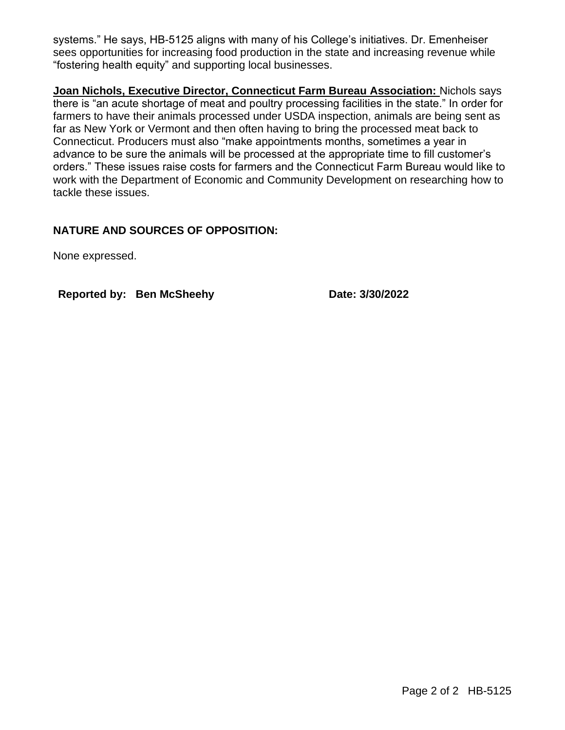systems." He says, HB-5125 aligns with many of his College's initiatives. Dr. Emenheiser sees opportunities for increasing food production in the state and increasing revenue while "fostering health equity" and supporting local businesses.

**Joan Nichols, Executive Director, Connecticut Farm Bureau Association:** Nichols says there is "an acute shortage of meat and poultry processing facilities in the state." In order for farmers to have their animals processed under USDA inspection, animals are being sent as far as New York or Vermont and then often having to bring the processed meat back to Connecticut. Producers must also "make appointments months, sometimes a year in advance to be sure the animals will be processed at the appropriate time to fill customer's orders." These issues raise costs for farmers and the Connecticut Farm Bureau would like to work with the Department of Economic and Community Development on researching how to tackle these issues.

## NATURE AND SOURCES OF OPPOSITION:

None expressed.

**Reported by: Ben McSheehy** **Date: 3/30/2022**